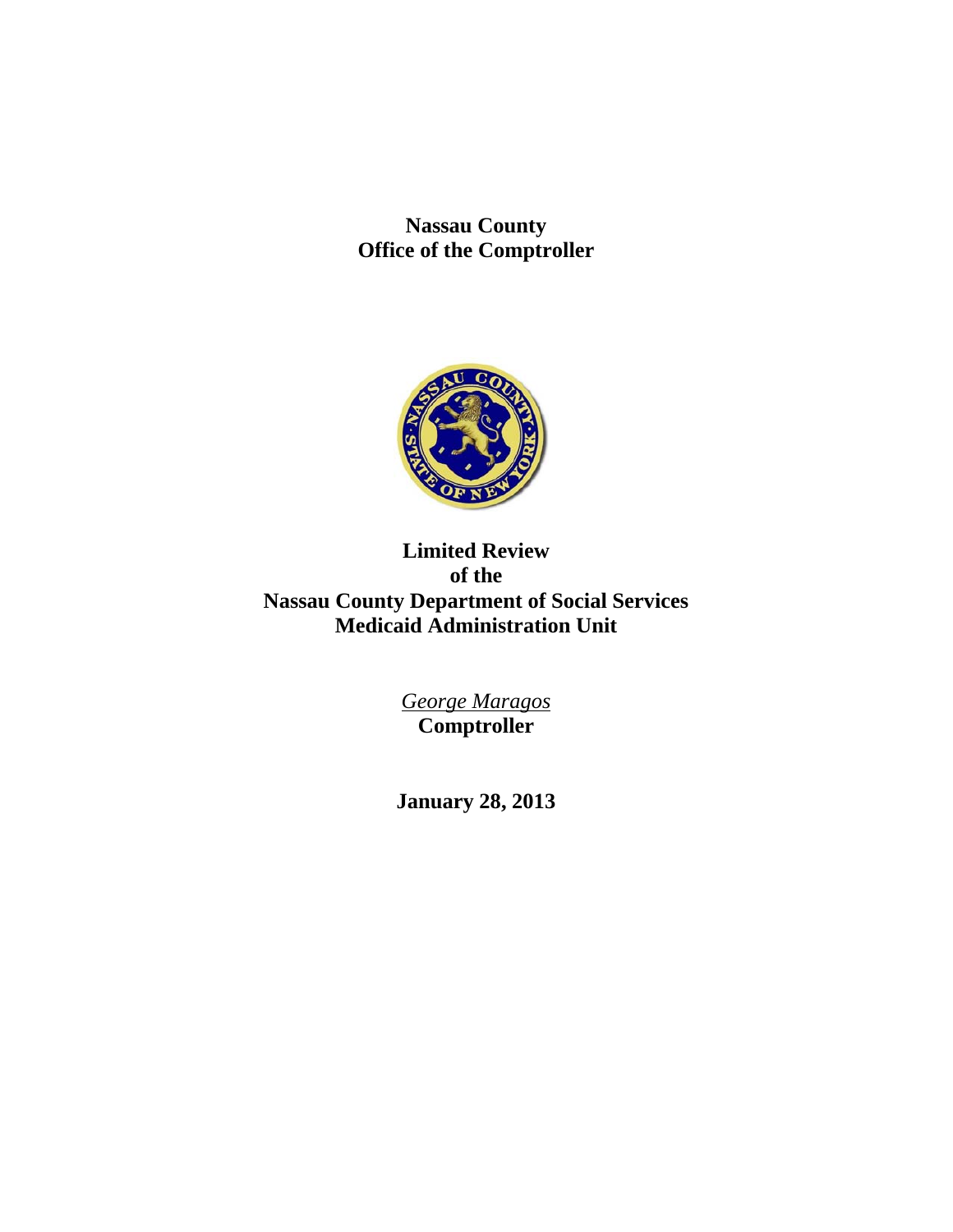**Nassau County**
**Office of the Comptroller**

# Limited Review of the Nassau County Department of Social Services Medicaid Administration Unit

*George Maragos*
**Comptroller**

**January 28, 2013**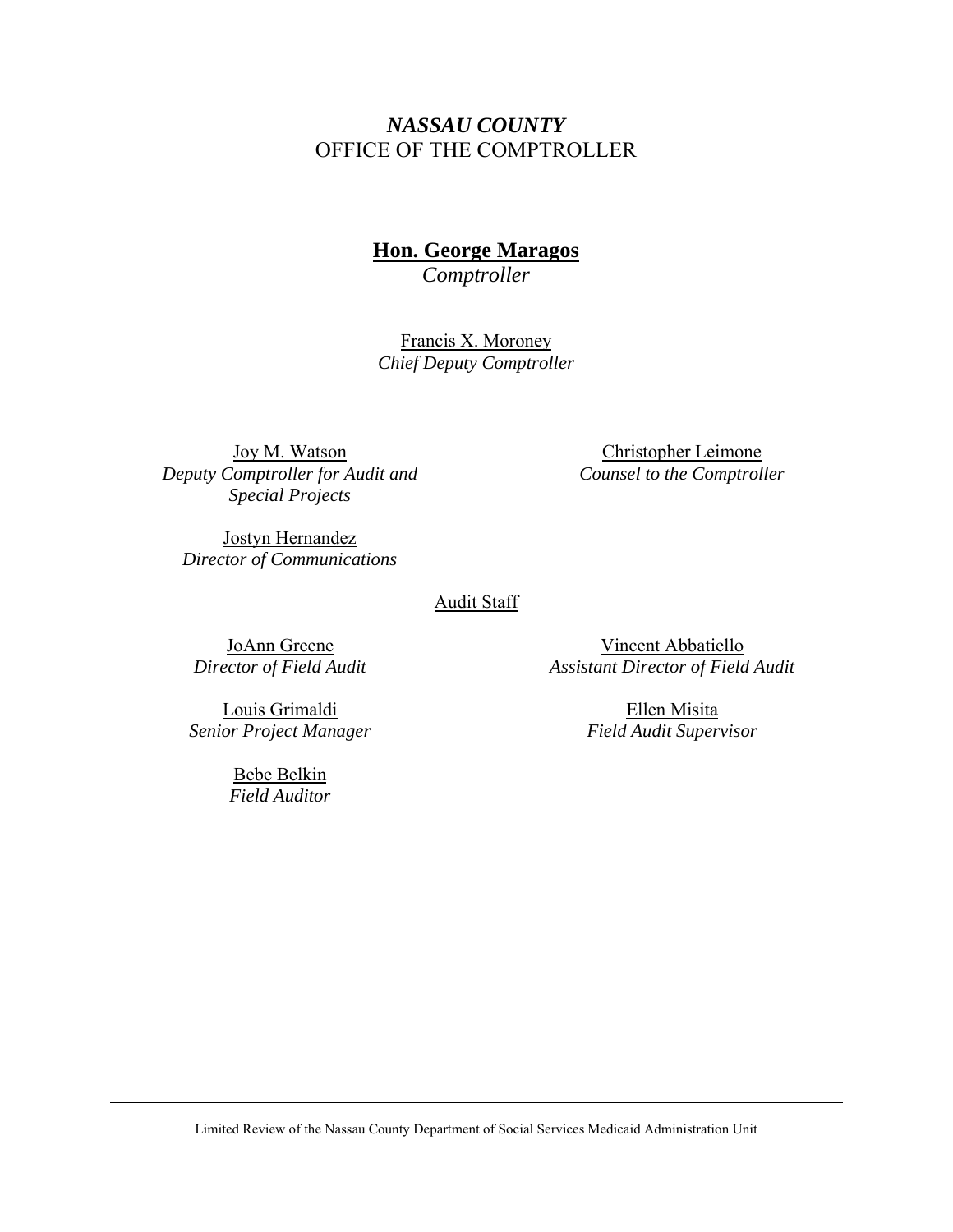*NASSAU COUNTY*
OFFICE OF THE COMPTROLLER

**Hon. George Maragos**
*Comptroller*

Francis X. Moroney
*Chief Deputy Comptroller*

Joy M. Watson
*Deputy Comptroller for Audit and Special Projects*

Christopher Leimone
*Counsel to the Comptroller*

Jostyn Hernandez
*Director of Communications*

Audit Staff

JoAnn Greene
*Director of Field Audit*

Vincent Abbatiello
*Assistant Director of Field Audit*

Louis Grimaldi
*Senior Project Manager*

Ellen Misita
*Field Audit Supervisor*

Bebe Belkin
*Field Auditor*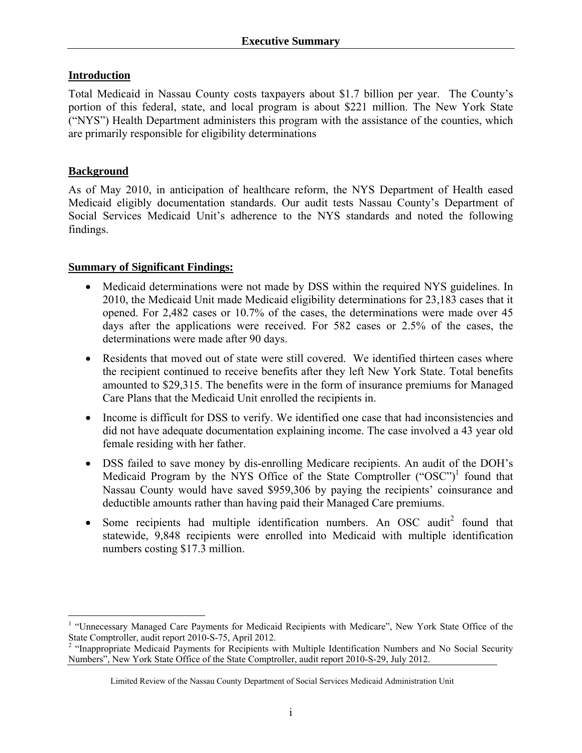# Executive Summary

## Introduction

Total Medicaid in Nassau County costs taxpayers about $1.7 billion per year. The County's portion of this federal, state, and local program is about $221 million. The New York State ("NYS") Health Department administers this program with the assistance of the counties, which are primarily responsible for eligibility determinations

## Background

As of May 2010, in anticipation of healthcare reform, the NYS Department of Health eased Medicaid eligibly documentation standards. Our audit tests Nassau County's Department of Social Services Medicaid Unit's adherence to the NYS standards and noted the following findings.

## Summary of Significant Findings:

- Medicaid determinations were not made by DSS within the required NYS guidelines. In 2010, the Medicaid Unit made Medicaid eligibility determinations for 23,183 cases that it opened. For 2,482 cases or 10.7% of the cases, the determinations were made over 45 days after the applications were received. For 582 cases or 2.5% of the cases, the determinations were made after 90 days.
- Residents that moved out of state were still covered. We identified thirteen cases where the recipient continued to receive benefits after they left New York State. Total benefits amounted to $29,315. The benefits were in the form of insurance premiums for Managed Care Plans that the Medicaid Unit enrolled the recipients in.
- Income is difficult for DSS to verify. We identified one case that had inconsistencies and did not have adequate documentation explaining income. The case involved a 43 year old female residing with her father.
- DSS failed to save money by dis-enrolling Medicare recipients. An audit of the DOH's Medicaid Program by the NYS Office of the State Comptroller ("OSC")[1] found that Nassau County would have saved $959,306 by paying the recipients' coinsurance and deductible amounts rather than having paid their Managed Care premiums.
- Some recipients had multiple identification numbers. An OSC audit[2] found that statewide, 9,848 recipients were enrolled into Medicaid with multiple identification numbers costing $17.3 million.

---

[1] "Unnecessary Managed Care Payments for Medicaid Recipients with Medicare", New York State Office of the State Comptroller, audit report 2010-S-75, April 2012.

[2] "Inappropriate Medicaid Payments for Recipients with Multiple Identification Numbers and No Social Security Numbers", New York State Office of the State Comptroller, audit report 2010-S-29, July 2012.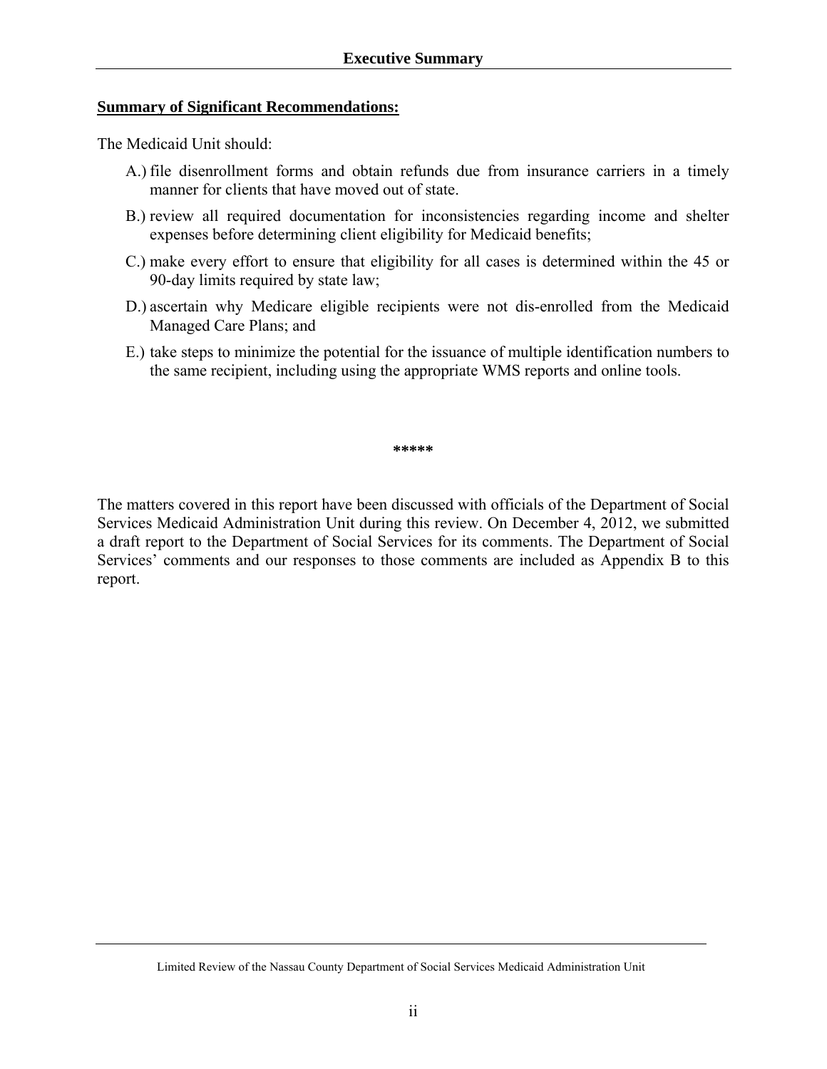**Summary of Significant Recommendations:**

The Medicaid Unit should:

A.) file disenrollment forms and obtain refunds due from insurance carriers in a timely manner for clients that have moved out of state.

B.) review all required documentation for inconsistencies regarding income and shelter expenses before determining client eligibility for Medicaid benefits;

C.) make every effort to ensure that eligibility for all cases is determined within the 45 or 90-day limits required by state law;

D.) ascertain why Medicare eligible recipients were not dis-enrolled from the Medicaid Managed Care Plans; and

E.) take steps to minimize the potential for the issuance of multiple identification numbers to the same recipient, including using the appropriate WMS reports and online tools.

*****

The matters covered in this report have been discussed with officials of the Department of Social Services Medicaid Administration Unit during this review. On December 4, 2012, we submitted a draft report to the Department of Social Services for its comments. The Department of Social Services' comments and our responses to those comments are included as Appendix B to this report.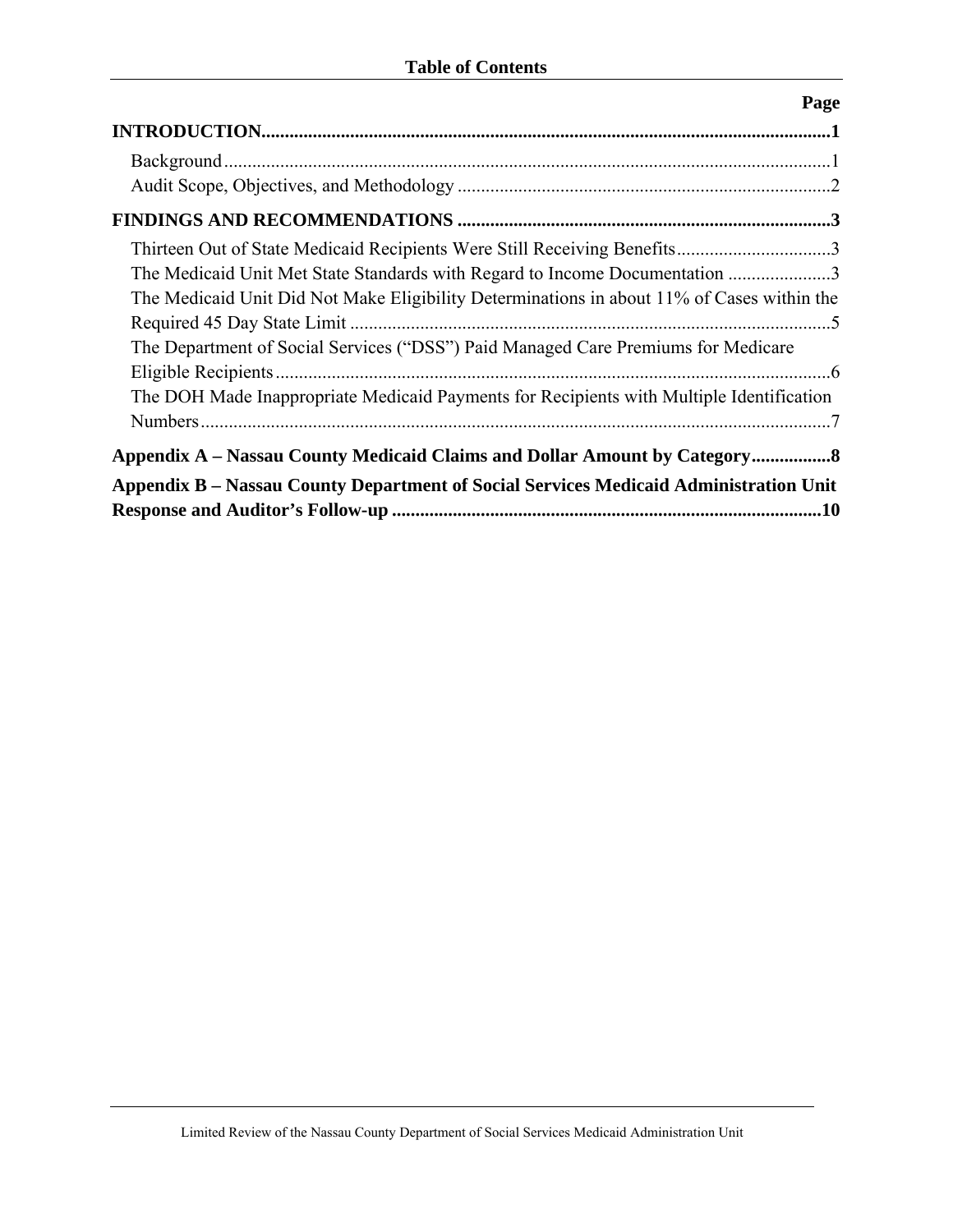# Table of Contents

| | Page |
|---|---|
| **INTRODUCTION** | **1** |
| Background | 1 |
| Audit Scope, Objectives, and Methodology | 2 |
| **FINDINGS AND RECOMMENDATIONS** | **3** |
| Thirteen Out of State Medicaid Recipients Were Still Receiving Benefits | 3 |
| The Medicaid Unit Met State Standards with Regard to Income Documentation | 3 |
| The Medicaid Unit Did Not Make Eligibility Determinations in about 11% of Cases within the Required 45 Day State Limit | 5 |
| The Department of Social Services ("DSS") Paid Managed Care Premiums for Medicare Eligible Recipients | 6 |
| The DOH Made Inappropriate Medicaid Payments for Recipients with Multiple Identification Numbers | 7 |
| **Appendix A – Nassau County Medicaid Claims and Dollar Amount by Category** | **8** |
| **Appendix B – Nassau County Department of Social Services Medicaid Administration Unit Response and Auditor's Follow-up** | **10** |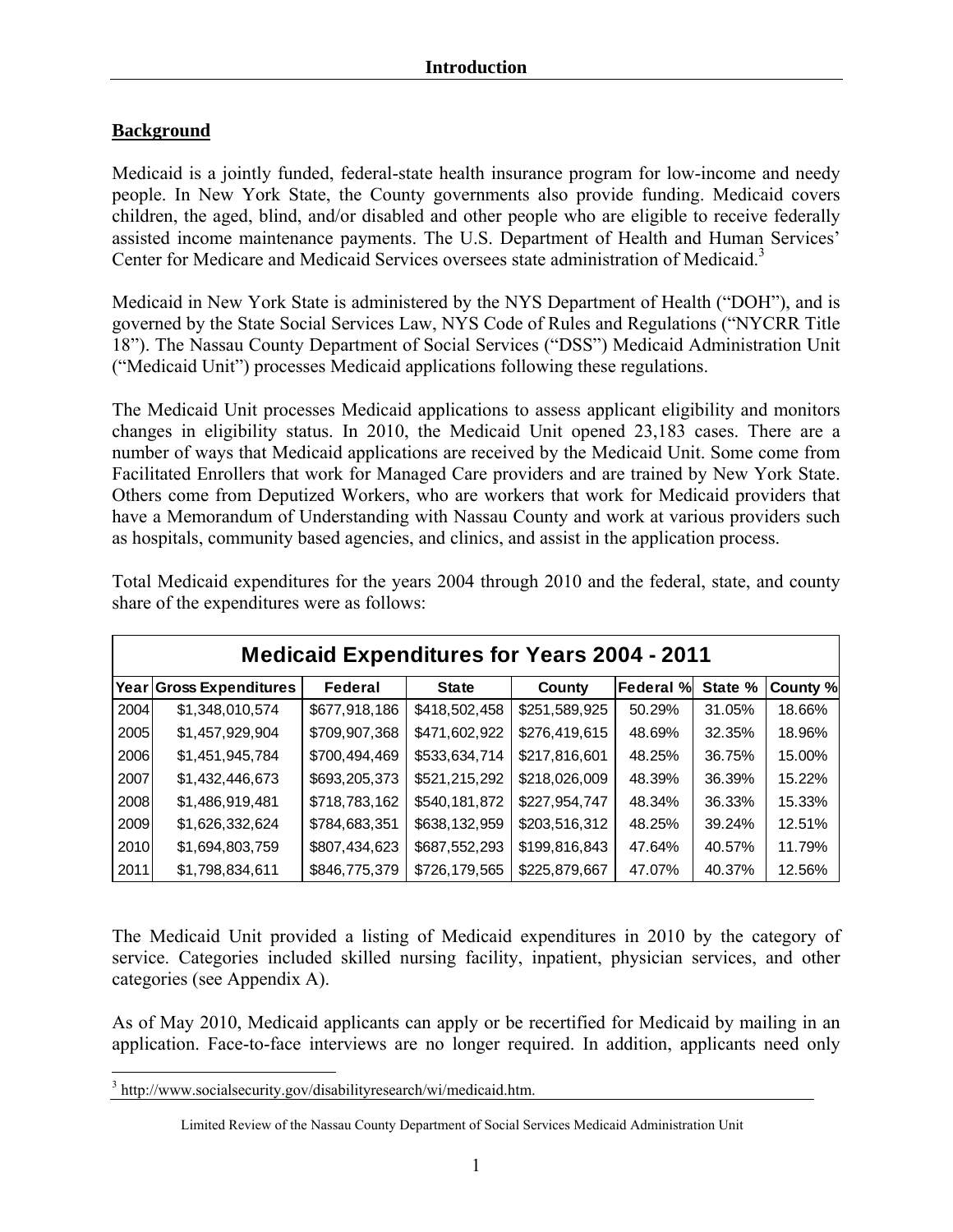## Background

Medicaid is a jointly funded, federal-state health insurance program for low-income and needy people. In New York State, the County governments also provide funding. Medicaid covers children, the aged, blind, and/or disabled and other people who are eligible to receive federally assisted income maintenance payments. The U.S. Department of Health and Human Services' Center for Medicare and Medicaid Services oversees state administration of Medicaid.[3]

Medicaid in New York State is administered by the NYS Department of Health ("DOH"), and is governed by the State Social Services Law, NYS Code of Rules and Regulations ("NYCRR Title 18"). The Nassau County Department of Social Services ("DSS") Medicaid Administration Unit ("Medicaid Unit") processes Medicaid applications following these regulations.

The Medicaid Unit processes Medicaid applications to assess applicant eligibility and monitors changes in eligibility status. In 2010, the Medicaid Unit opened 23,183 cases. There are a number of ways that Medicaid applications are received by the Medicaid Unit. Some come from Facilitated Enrollers that work for Managed Care providers and are trained by New York State. Others come from Deputized Workers, who are workers that work for Medicaid providers that have a Memorandum of Understanding with Nassau County and work at various providers such as hospitals, community based agencies, and clinics, and assist in the application process.

Total Medicaid expenditures for the years 2004 through 2010 and the federal, state, and county share of the expenditures were as follows:

**Medicaid Expenditures for Years 2004 - 2011**

| Year | Gross Expenditures | Federal | State | County | Federal % | State % | County % |
|---|---|---|---|---|---|---|---|
| 2004 | $1,348,010,574 | $677,918,186 | $418,502,458 | $251,589,925 | 50.29% | 31.05% | 18.66% |
| 2005 | $1,457,929,904 | $709,907,368 | $471,602,922 | $276,419,615 | 48.69% | 32.35% | 18.96% |
| 2006 | $1,451,945,784 | $700,494,469 | $533,634,714 | $217,816,601 | 48.25% | 36.75% | 15.00% |
| 2007 | $1,432,446,673 | $693,205,373 | $521,215,292 | $218,026,009 | 48.39% | 36.39% | 15.22% |
| 2008 | $1,486,919,481 | $718,783,162 | $540,181,872 | $227,954,747 | 48.34% | 36.33% | 15.33% |
| 2009 | $1,626,332,624 | $784,683,351 | $638,132,959 | $203,516,312 | 48.25% | 39.24% | 12.51% |
| 2010 | $1,694,803,759 | $807,434,623 | $687,552,293 | $199,816,843 | 47.64% | 40.57% | 11.79% |
| 2011 | $1,798,834,611 | $846,775,379 | $726,179,565 | $225,879,667 | 47.07% | 40.37% | 12.56% |

The Medicaid Unit provided a listing of Medicaid expenditures in 2010 by the category of service. Categories included skilled nursing facility, inpatient, physician services, and other categories (see Appendix A).

As of May 2010, Medicaid applicants can apply or be recertified for Medicaid by mailing in an application. Face-to-face interviews are no longer required. In addition, applicants need only

[3] http://www.socialsecurity.gov/disabilityresearch/wi/medicaid.htm.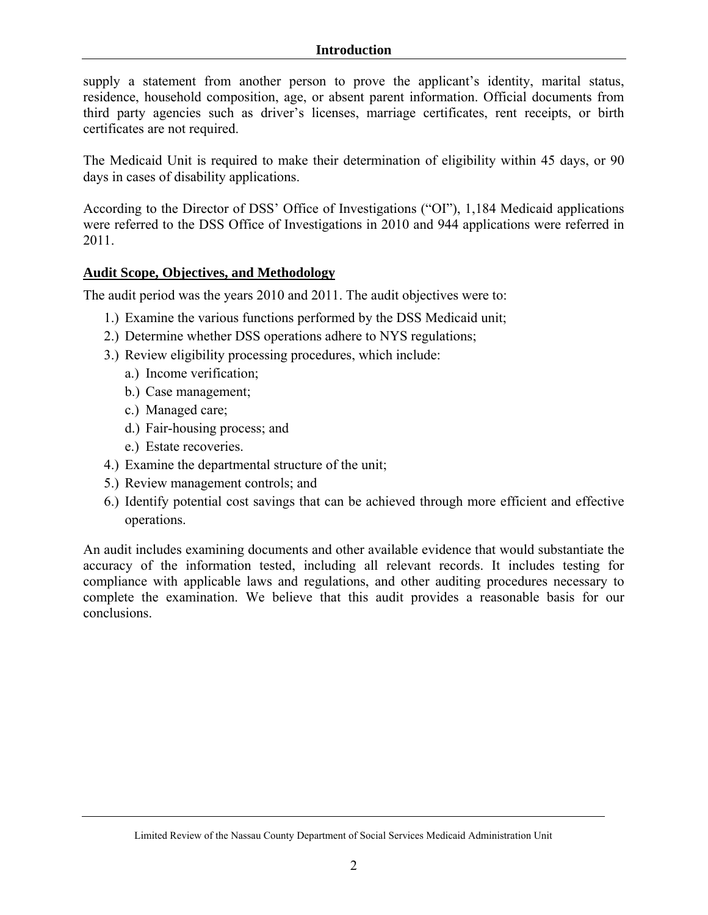supply a statement from another person to prove the applicant's identity, marital status, residence, household composition, age, or absent parent information. Official documents from third party agencies such as driver's licenses, marriage certificates, rent receipts, or birth certificates are not required.

The Medicaid Unit is required to make their determination of eligibility within 45 days, or 90 days in cases of disability applications.

According to the Director of DSS' Office of Investigations ("OI"), 1,184 Medicaid applications were referred to the DSS Office of Investigations in 2010 and 944 applications were referred in 2011.

## Audit Scope, Objectives, and Methodology

The audit period was the years 2010 and 2011. The audit objectives were to:

1.) Examine the various functions performed by the DSS Medicaid unit;
2.) Determine whether DSS operations adhere to NYS regulations;
3.) Review eligibility processing procedures, which include:
    a.) Income verification;
    b.) Case management;
    c.) Managed care;
    d.) Fair-housing process; and
    e.) Estate recoveries.
4.) Examine the departmental structure of the unit;
5.) Review management controls; and
6.) Identify potential cost savings that can be achieved through more efficient and effective operations.

An audit includes examining documents and other available evidence that would substantiate the accuracy of the information tested, including all relevant records. It includes testing for compliance with applicable laws and regulations, and other auditing procedures necessary to complete the examination. We believe that this audit provides a reasonable basis for our conclusions.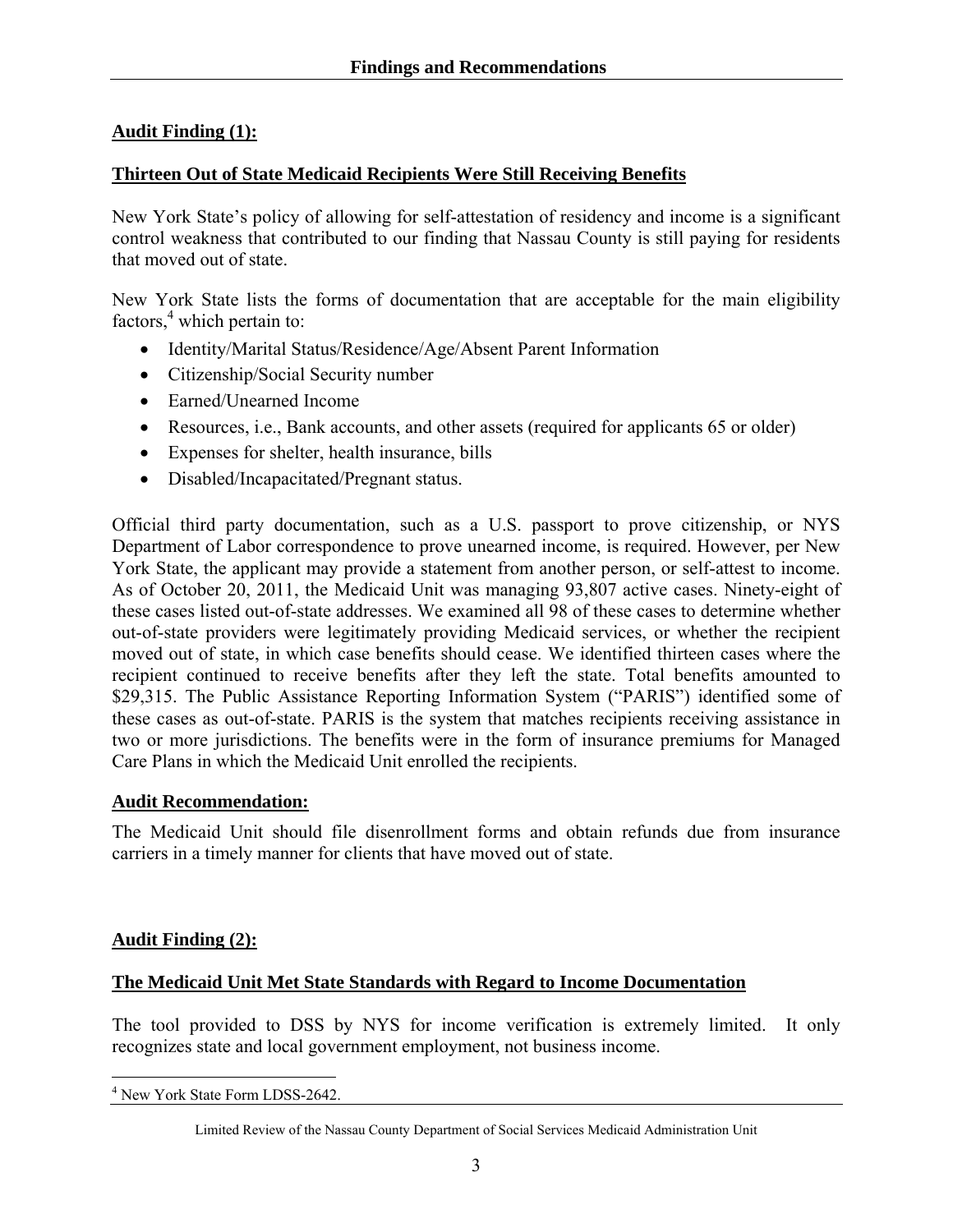## Findings and Recommendations

**Audit Finding (1):**

**Thirteen Out of State Medicaid Recipients Were Still Receiving Benefits**

New York State's policy of allowing for self-attestation of residency and income is a significant control weakness that contributed to our finding that Nassau County is still paying for residents that moved out of state.

New York State lists the forms of documentation that are acceptable for the main eligibility factors,[4] which pertain to:

- Identity/Marital Status/Residence/Age/Absent Parent Information
- Citizenship/Social Security number
- Earned/Unearned Income
- Resources, i.e., Bank accounts, and other assets (required for applicants 65 or older)
- Expenses for shelter, health insurance, bills
- Disabled/Incapacitated/Pregnant status.

Official third party documentation, such as a U.S. passport to prove citizenship, or NYS Department of Labor correspondence to prove unearned income, is required. However, per New York State, the applicant may provide a statement from another person, or self-attest to income. As of October 20, 2011, the Medicaid Unit was managing 93,807 active cases. Ninety-eight of these cases listed out-of-state addresses. We examined all 98 of these cases to determine whether out-of-state providers were legitimately providing Medicaid services, or whether the recipient moved out of state, in which case benefits should cease. We identified thirteen cases where the recipient continued to receive benefits after they left the state. Total benefits amounted to \$29,315. The Public Assistance Reporting Information System ("PARIS") identified some of these cases as out-of-state. PARIS is the system that matches recipients receiving assistance in two or more jurisdictions. The benefits were in the form of insurance premiums for Managed Care Plans in which the Medicaid Unit enrolled the recipients.

**Audit Recommendation:**

The Medicaid Unit should file disenrollment forms and obtain refunds due from insurance carriers in a timely manner for clients that have moved out of state.

**Audit Finding (2):**

**The Medicaid Unit Met State Standards with Regard to Income Documentation**

The tool provided to DSS by NYS for income verification is extremely limited. It only recognizes state and local government employment, not business income.

[4] New York State Form LDSS-2642.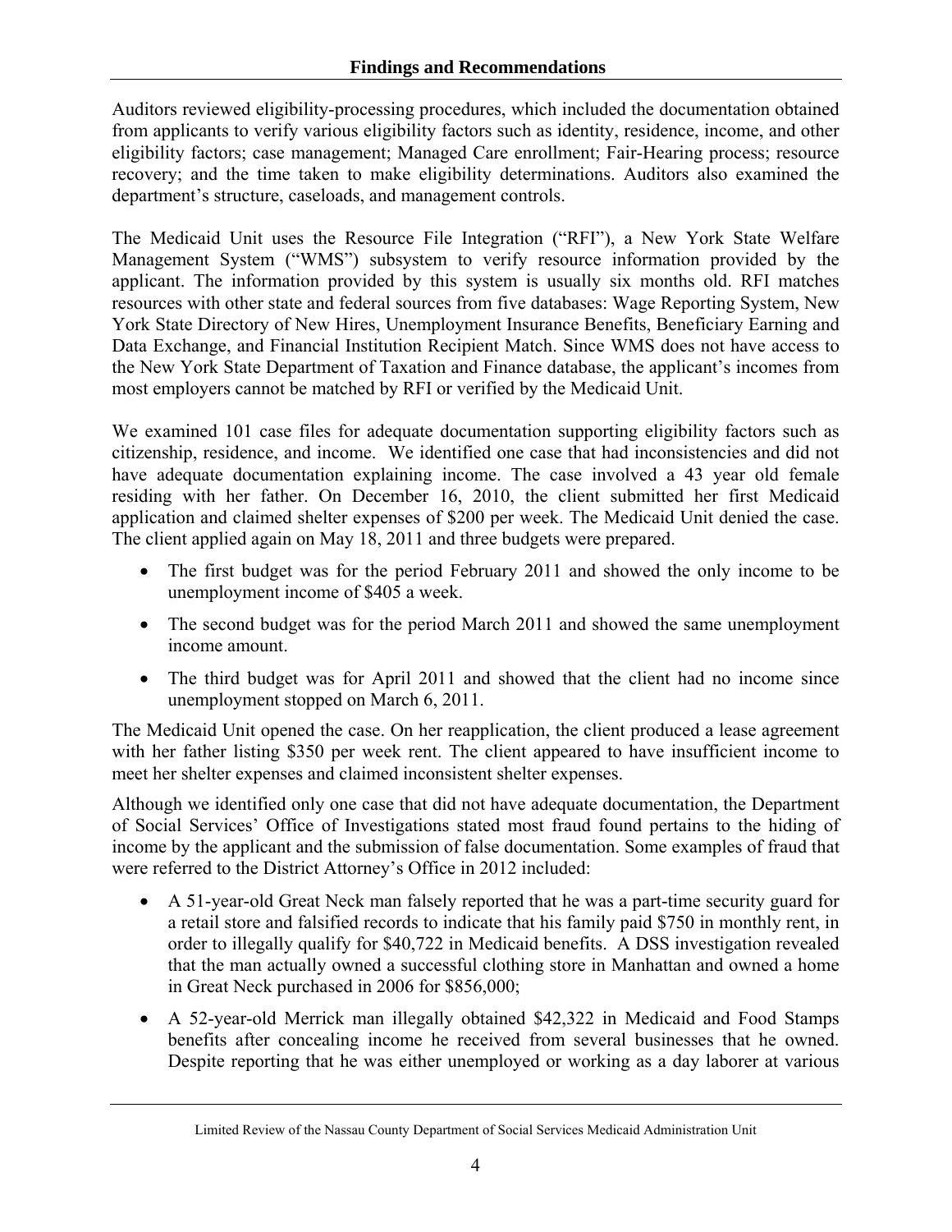**Findings and Recommendations**

Auditors reviewed eligibility-processing procedures, which included the documentation obtained from applicants to verify various eligibility factors such as identity, residence, income, and other eligibility factors; case management; Managed Care enrollment; Fair-Hearing process; resource recovery; and the time taken to make eligibility determinations. Auditors also examined the department's structure, caseloads, and management controls.

The Medicaid Unit uses the Resource File Integration ("RFI"), a New York State Welfare Management System ("WMS") subsystem to verify resource information provided by the applicant. The information provided by this system is usually six months old. RFI matches resources with other state and federal sources from five databases: Wage Reporting System, New York State Directory of New Hires, Unemployment Insurance Benefits, Beneficiary Earning and Data Exchange, and Financial Institution Recipient Match. Since WMS does not have access to the New York State Department of Taxation and Finance database, the applicant's incomes from most employers cannot be matched by RFI or verified by the Medicaid Unit.

We examined 101 case files for adequate documentation supporting eligibility factors such as citizenship, residence, and income. We identified one case that had inconsistencies and did not have adequate documentation explaining income. The case involved a 43 year old female residing with her father. On December 16, 2010, the client submitted her first Medicaid application and claimed shelter expenses of $200 per week. The Medicaid Unit denied the case. The client applied again on May 18, 2011 and three budgets were prepared.

- The first budget was for the period February 2011 and showed the only income to be unemployment income of $405 a week.
- The second budget was for the period March 2011 and showed the same unemployment income amount.
- The third budget was for April 2011 and showed that the client had no income since unemployment stopped on March 6, 2011.

The Medicaid Unit opened the case. On her reapplication, the client produced a lease agreement with her father listing $350 per week rent. The client appeared to have insufficient income to meet her shelter expenses and claimed inconsistent shelter expenses.

Although we identified only one case that did not have adequate documentation, the Department of Social Services' Office of Investigations stated most fraud found pertains to the hiding of income by the applicant and the submission of false documentation. Some examples of fraud that were referred to the District Attorney's Office in 2012 included:

- A 51-year-old Great Neck man falsely reported that he was a part-time security guard for a retail store and falsified records to indicate that his family paid $750 in monthly rent, in order to illegally qualify for $40,722 in Medicaid benefits. A DSS investigation revealed that the man actually owned a successful clothing store in Manhattan and owned a home in Great Neck purchased in 2006 for $856,000;
- A 52-year-old Merrick man illegally obtained $42,322 in Medicaid and Food Stamps benefits after concealing income he received from several businesses that he owned. Despite reporting that he was either unemployed or working as a day laborer at various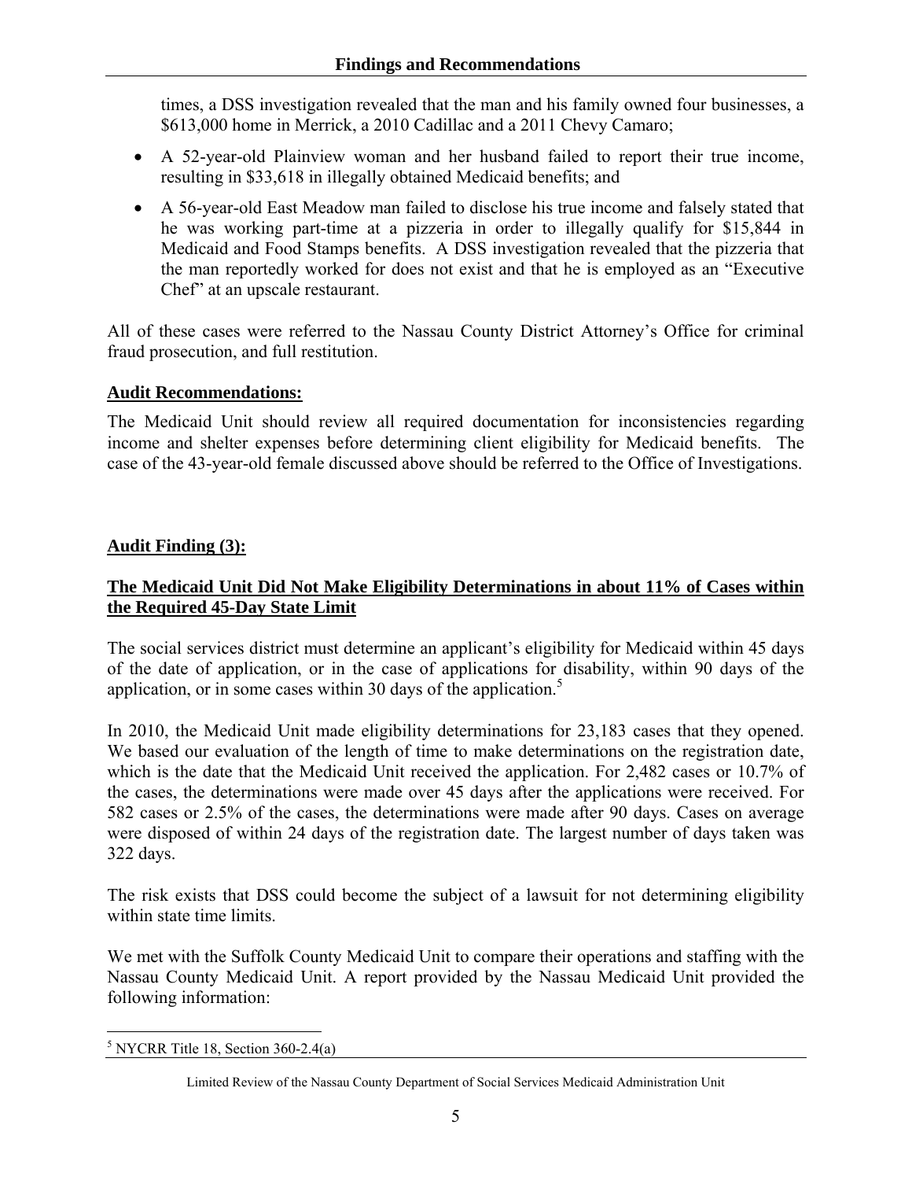times, a DSS investigation revealed that the man and his family owned four businesses, a $613,000 home in Merrick, a 2010 Cadillac and a 2011 Chevy Camaro;

- A 52-year-old Plainview woman and her husband failed to report their true income, resulting in $33,618 in illegally obtained Medicaid benefits; and
- A 56-year-old East Meadow man failed to disclose his true income and falsely stated that he was working part-time at a pizzeria in order to illegally qualify for $15,844 in Medicaid and Food Stamps benefits. A DSS investigation revealed that the pizzeria that the man reportedly worked for does not exist and that he is employed as an "Executive Chef" at an upscale restaurant.

All of these cases were referred to the Nassau County District Attorney's Office for criminal fraud prosecution, and full restitution.

**Audit Recommendations:**

The Medicaid Unit should review all required documentation for inconsistencies regarding income and shelter expenses before determining client eligibility for Medicaid benefits. The case of the 43-year-old female discussed above should be referred to the Office of Investigations.

**Audit Finding (3):**

**The Medicaid Unit Did Not Make Eligibility Determinations in about 11% of Cases within the Required 45-Day State Limit**

The social services district must determine an applicant's eligibility for Medicaid within 45 days of the date of application, or in the case of applications for disability, within 90 days of the application, or in some cases within 30 days of the application.[5]

In 2010, the Medicaid Unit made eligibility determinations for 23,183 cases that they opened. We based our evaluation of the length of time to make determinations on the registration date, which is the date that the Medicaid Unit received the application. For 2,482 cases or 10.7% of the cases, the determinations were made over 45 days after the applications were received. For 582 cases or 2.5% of the cases, the determinations were made after 90 days. Cases on average were disposed of within 24 days of the registration date. The largest number of days taken was 322 days.

The risk exists that DSS could become the subject of a lawsuit for not determining eligibility within state time limits.

We met with the Suffolk County Medicaid Unit to compare their operations and staffing with the Nassau County Medicaid Unit. A report provided by the Nassau Medicaid Unit provided the following information:

[5] NYCRR Title 18, Section 360-2.4(a)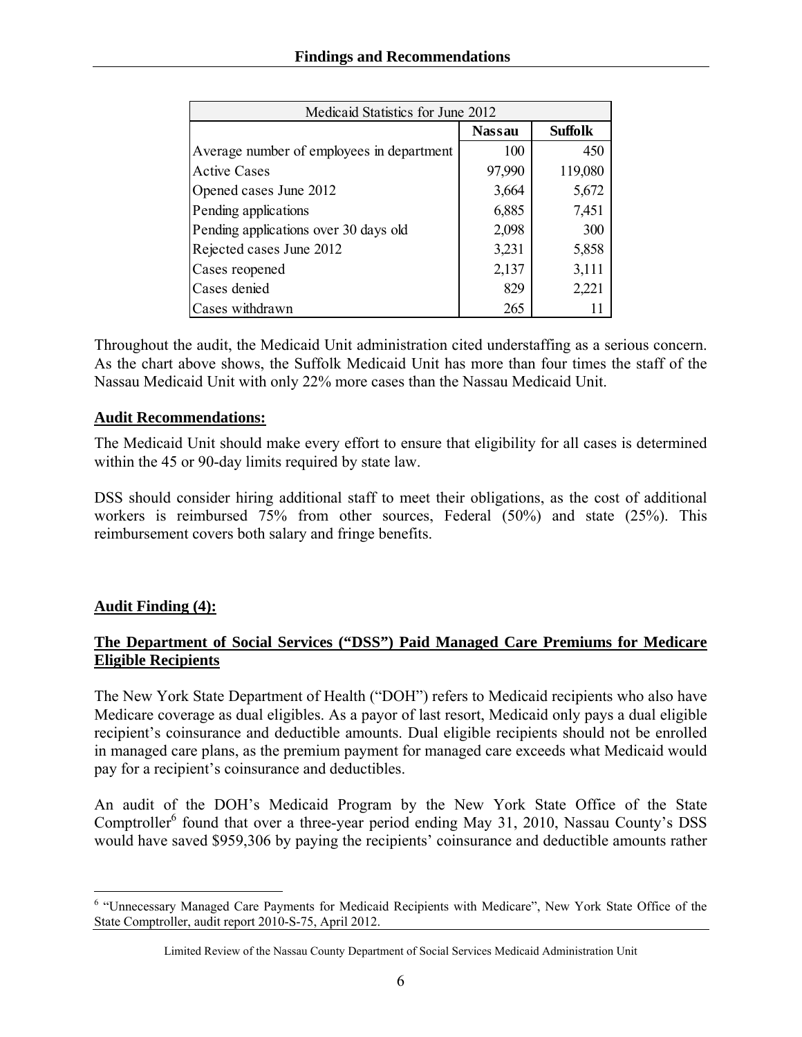| Medicaid Statistics for June 2012 | | |
|---|---|---|
| | **Nassau** | **Suffolk** |
| Average number of employees in department | 100 | 450 |
| Active Cases | 97,990 | 119,080 |
| Opened cases June 2012 | 3,664 | 5,672 |
| Pending applications | 6,885 | 7,451 |
| Pending applications over 30 days old | 2,098 | 300 |
| Rejected cases June 2012 | 3,231 | 5,858 |
| Cases reopened | 2,137 | 3,111 |
| Cases denied | 829 | 2,221 |
| Cases withdrawn | 265 | 11 |

Throughout the audit, the Medicaid Unit administration cited understaffing as a serious concern. As the chart above shows, the Suffolk Medicaid Unit has more than four times the staff of the Nassau Medicaid Unit with only 22% more cases than the Nassau Medicaid Unit.

**Audit Recommendations:**

The Medicaid Unit should make every effort to ensure that eligibility for all cases is determined within the 45 or 90-day limits required by state law.

DSS should consider hiring additional staff to meet their obligations, as the cost of additional workers is reimbursed 75% from other sources, Federal (50%) and state (25%). This reimbursement covers both salary and fringe benefits.

**Audit Finding (4):**

**The Department of Social Services ("DSS") Paid Managed Care Premiums for Medicare Eligible Recipients**

The New York State Department of Health ("DOH") refers to Medicaid recipients who also have Medicare coverage as dual eligibles. As a payor of last resort, Medicaid only pays a dual eligible recipient's coinsurance and deductible amounts. Dual eligible recipients should not be enrolled in managed care plans, as the premium payment for managed care exceeds what Medicaid would pay for a recipient's coinsurance and deductibles.

An audit of the DOH's Medicaid Program by the New York State Office of the State Comptroller[6] found that over a three-year period ending May 31, 2010, Nassau County's DSS would have saved $959,306 by paying the recipients' coinsurance and deductible amounts rather

[6] "Unnecessary Managed Care Payments for Medicaid Recipients with Medicare", New York State Office of the State Comptroller, audit report 2010-S-75, April 2012.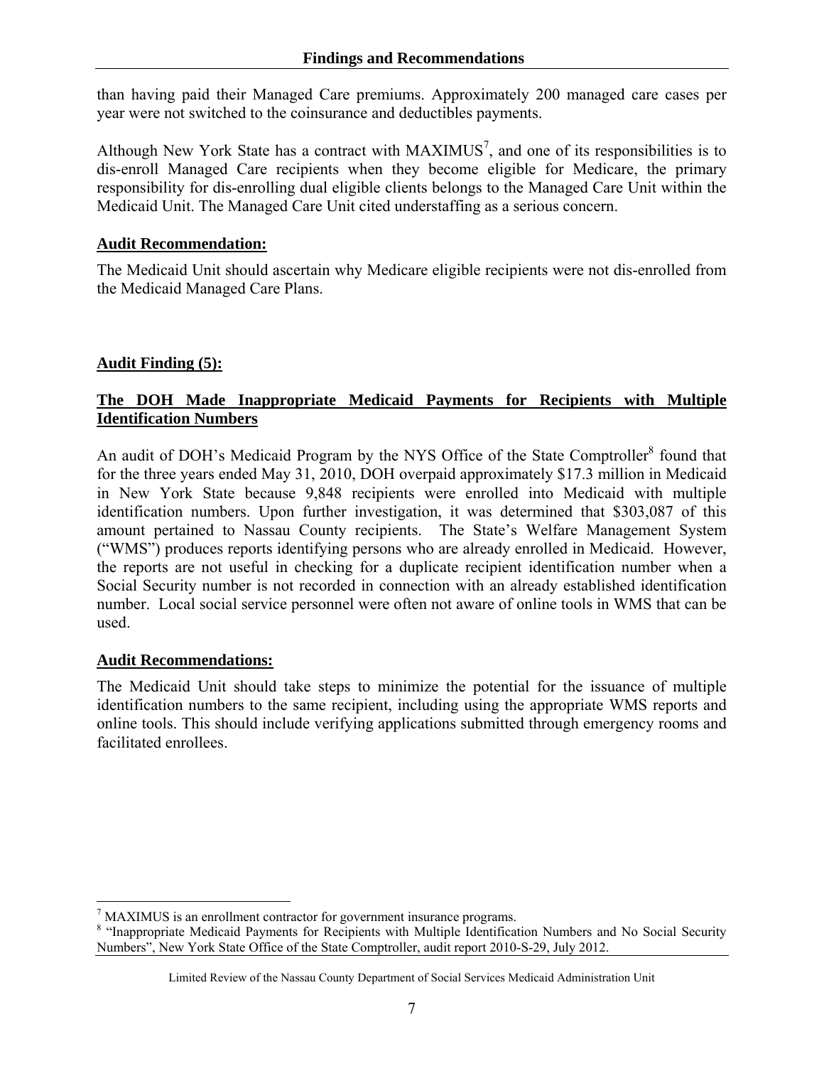than having paid their Managed Care premiums. Approximately 200 managed care cases per year were not switched to the coinsurance and deductibles payments.

Although New York State has a contract with MAXIMUS[7], and one of its responsibilities is to dis-enroll Managed Care recipients when they become eligible for Medicare, the primary responsibility for dis-enrolling dual eligible clients belongs to the Managed Care Unit within the Medicaid Unit. The Managed Care Unit cited understaffing as a serious concern.

**Audit Recommendation:**

The Medicaid Unit should ascertain why Medicare eligible recipients were not dis-enrolled from the Medicaid Managed Care Plans.

**Audit Finding (5):**

**The DOH Made Inappropriate Medicaid Payments for Recipients with Multiple Identification Numbers**

An audit of DOH's Medicaid Program by the NYS Office of the State Comptroller[8] found that for the three years ended May 31, 2010, DOH overpaid approximately $17.3 million in Medicaid in New York State because 9,848 recipients were enrolled into Medicaid with multiple identification numbers. Upon further investigation, it was determined that $303,087 of this amount pertained to Nassau County recipients. The State's Welfare Management System ("WMS") produces reports identifying persons who are already enrolled in Medicaid. However, the reports are not useful in checking for a duplicate recipient identification number when a Social Security number is not recorded in connection with an already established identification number. Local social service personnel were often not aware of online tools in WMS that can be used.

**Audit Recommendations:**

The Medicaid Unit should take steps to minimize the potential for the issuance of multiple identification numbers to the same recipient, including using the appropriate WMS reports and online tools. This should include verifying applications submitted through emergency rooms and facilitated enrollees.

---

[7] MAXIMUS is an enrollment contractor for government insurance programs.

[8] "Inappropriate Medicaid Payments for Recipients with Multiple Identification Numbers and No Social Security Numbers", New York State Office of the State Comptroller, audit report 2010-S-29, July 2012.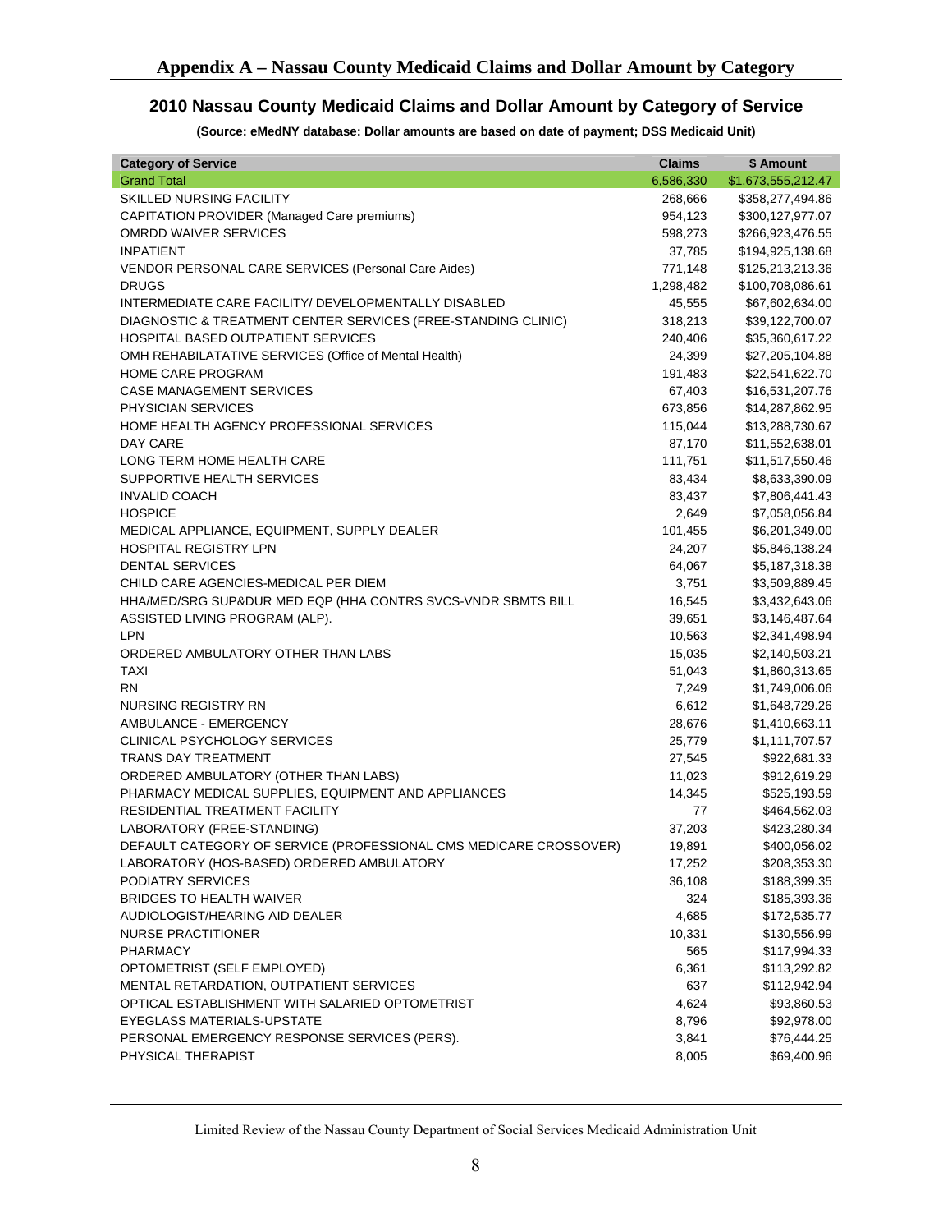# Appendix A – Nassau County Medicaid Claims and Dollar Amount by Category

## 2010 Nassau County Medicaid Claims and Dollar Amount by Category of Service

**(Source: eMedNY database: Dollar amounts are based on date of payment; DSS Medicaid Unit)**

| Category of Service | Claims | $ Amount |
|---|---|---|
| Grand Total | 6,586,330 | $1,673,555,212.47 |
| SKILLED NURSING FACILITY | 268,666 | $358,277,494.86 |
| CAPITATION PROVIDER (Managed Care premiums) | 954,123 | $300,127,977.07 |
| OMRDD WAIVER SERVICES | 598,273 | $266,923,476.55 |
| INPATIENT | 37,785 | $194,925,138.68 |
| VENDOR PERSONAL CARE SERVICES (Personal Care Aides) | 771,148 | $125,213,213.36 |
| DRUGS | 1,298,482 | $100,708,086.61 |
| INTERMEDIATE CARE FACILITY/ DEVELOPMENTALLY DISABLED | 45,555 | $67,602,634.00 |
| DIAGNOSTIC & TREATMENT CENTER SERVICES (FREE-STANDING CLINIC) | 318,213 | $39,122,700.07 |
| HOSPITAL BASED OUTPATIENT SERVICES | 240,406 | $35,360,617.22 |
| OMH REHABILATATIVE SERVICES (Office of Mental Health) | 24,399 | $27,205,104.88 |
| HOME CARE PROGRAM | 191,483 | $22,541,622.70 |
| CASE MANAGEMENT SERVICES | 67,403 | $16,531,207.76 |
| PHYSICIAN SERVICES | 673,856 | $14,287,862.95 |
| HOME HEALTH AGENCY PROFESSIONAL SERVICES | 115,044 | $13,288,730.67 |
| DAY CARE | 87,170 | $11,552,638.01 |
| LONG TERM HOME HEALTH CARE | 111,751 | $11,517,550.46 |
| SUPPORTIVE HEALTH SERVICES | 83,434 | $8,633,390.09 |
| INVALID COACH | 83,437 | $7,806,441.43 |
| HOSPICE | 2,649 | $7,058,056.84 |
| MEDICAL APPLIANCE, EQUIPMENT, SUPPLY DEALER | 101,455 | $6,201,349.00 |
| HOSPITAL REGISTRY LPN | 24,207 | $5,846,138.24 |
| DENTAL SERVICES | 64,067 | $5,187,318.38 |
| CHILD CARE AGENCIES-MEDICAL PER DIEM | 3,751 | $3,509,889.45 |
| HHA/MED/SRG SUP&DUR MED EQP (HHA CONTRS SVCS-VNDR SBMTS BILL | 16,545 | $3,432,643.06 |
| ASSISTED LIVING PROGRAM (ALP). | 39,651 | $3,146,487.64 |
| LPN | 10,563 | $2,341,498.94 |
| ORDERED AMBULATORY OTHER THAN LABS | 15,035 | $2,140,503.21 |
| TAXI | 51,043 | $1,860,313.65 |
| RN | 7,249 | $1,749,006.06 |
| NURSING REGISTRY RN | 6,612 | $1,648,729.26 |
| AMBULANCE - EMERGENCY | 28,676 | $1,410,663.11 |
| CLINICAL PSYCHOLOGY SERVICES | 25,779 | $1,111,707.57 |
| TRANS DAY TREATMENT | 27,545 | $922,681.33 |
| ORDERED AMBULATORY (OTHER THAN LABS) | 11,023 | $912,619.29 |
| PHARMACY MEDICAL SUPPLIES, EQUIPMENT AND APPLIANCES | 14,345 | $525,193.59 |
| RESIDENTIAL TREATMENT FACILITY | 77 | $464,562.03 |
| LABORATORY (FREE-STANDING) | 37,203 | $423,280.34 |
| DEFAULT CATEGORY OF SERVICE (PROFESSIONAL CMS MEDICARE CROSSOVER) | 19,891 | $400,056.02 |
| LABORATORY (HOS-BASED) ORDERED AMBULATORY | 17,252 | $208,353.30 |
| PODIATRY SERVICES | 36,108 | $188,399.35 |
| BRIDGES TO HEALTH WAIVER | 324 | $185,393.36 |
| AUDIOLOGIST/HEARING AID DEALER | 4,685 | $172,535.77 |
| NURSE PRACTITIONER | 10,331 | $130,556.99 |
| PHARMACY | 565 | $117,994.33 |
| OPTOMETRIST (SELF EMPLOYED) | 6,361 | $113,292.82 |
| MENTAL RETARDATION, OUTPATIENT SERVICES | 637 | $112,942.94 |
| OPTICAL ESTABLISHMENT WITH SALARIED OPTOMETRIST | 4,624 | $93,860.53 |
| EYEGLASS MATERIALS-UPSTATE | 8,796 | $92,978.00 |
| PERSONAL EMERGENCY RESPONSE SERVICES (PERS). | 3,841 | $76,444.25 |
| PHYSICAL THERAPIST | 8,005 | $69,400.96 |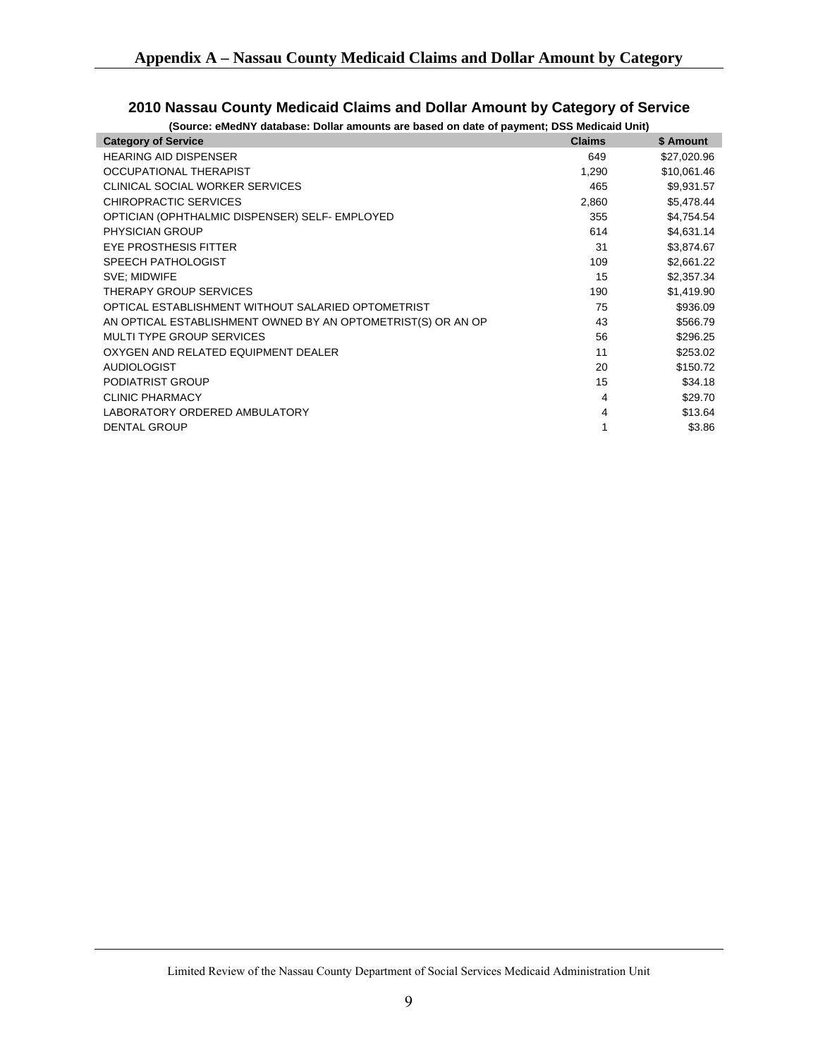# Appendix A – Nassau County Medicaid Claims and Dollar Amount by Category

## 2010 Nassau County Medicaid Claims and Dollar Amount by Category of Service

**(Source: eMedNY database: Dollar amounts are based on date of payment; DSS Medicaid Unit)**

| Category of Service | Claims | $ Amount |
|---|---|---|
| HEARING AID DISPENSER | 649 | $27,020.96 |
| OCCUPATIONAL THERAPIST | 1,290 | $10,061.46 |
| CLINICAL SOCIAL WORKER SERVICES | 465 | $9,931.57 |
| CHIROPRACTIC SERVICES | 2,860 | $5,478.44 |
| OPTICIAN (OPHTHALMIC DISPENSER) SELF- EMPLOYED | 355 | $4,754.54 |
| PHYSICIAN GROUP | 614 | $4,631.14 |
| EYE PROSTHESIS FITTER | 31 | $3,874.67 |
| SPEECH PATHOLOGIST | 109 | $2,661.22 |
| SVE; MIDWIFE | 15 | $2,357.34 |
| THERAPY GROUP SERVICES | 190 | $1,419.90 |
| OPTICAL ESTABLISHMENT WITHOUT SALARIED OPTOMETRIST | 75 | $936.09 |
| AN OPTICAL ESTABLISHMENT OWNED BY AN OPTOMETRIST(S) OR AN OP | 43 | $566.79 |
| MULTI TYPE GROUP SERVICES | 56 | $296.25 |
| OXYGEN AND RELATED EQUIPMENT DEALER | 11 | $253.02 |
| AUDIOLOGIST | 20 | $150.72 |
| PODIATRIST GROUP | 15 | $34.18 |
| CLINIC PHARMACY | 4 | $29.70 |
| LABORATORY ORDERED AMBULATORY | 4 | $13.64 |
| DENTAL GROUP | 1 | $3.86 |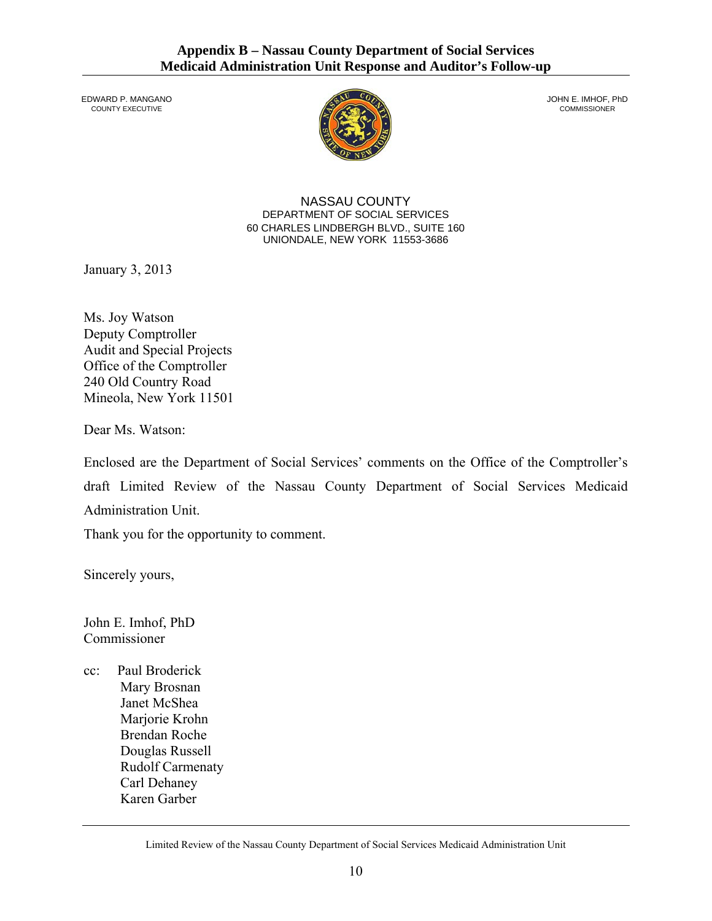## Appendix B – Nassau County Department of Social Services Medicaid Administration Unit Response and Auditor's Follow-up

EDWARD P. MANGANO
COUNTY EXECUTIVE

JOHN E. IMHOF, PhD
COMMISSIONER

NASSAU COUNTY
DEPARTMENT OF SOCIAL SERVICES
60 CHARLES LINDBERGH BLVD., SUITE 160
UNIONDALE, NEW YORK 11553-3686

January 3, 2013

Ms. Joy Watson
Deputy Comptroller
Audit and Special Projects
Office of the Comptroller
240 Old Country Road
Mineola, New York 11501

Dear Ms. Watson:

Enclosed are the Department of Social Services' comments on the Office of the Comptroller's draft Limited Review of the Nassau County Department of Social Services Medicaid Administration Unit.

Thank you for the opportunity to comment.

Sincerely yours,

John E. Imhof, PhD
Commissioner

cc: Paul Broderick
Mary Brosnan
Janet McShea
Marjorie Krohn
Brendan Roche
Douglas Russell
Rudolf Carmenaty
Carl Dehaney
Karen Garber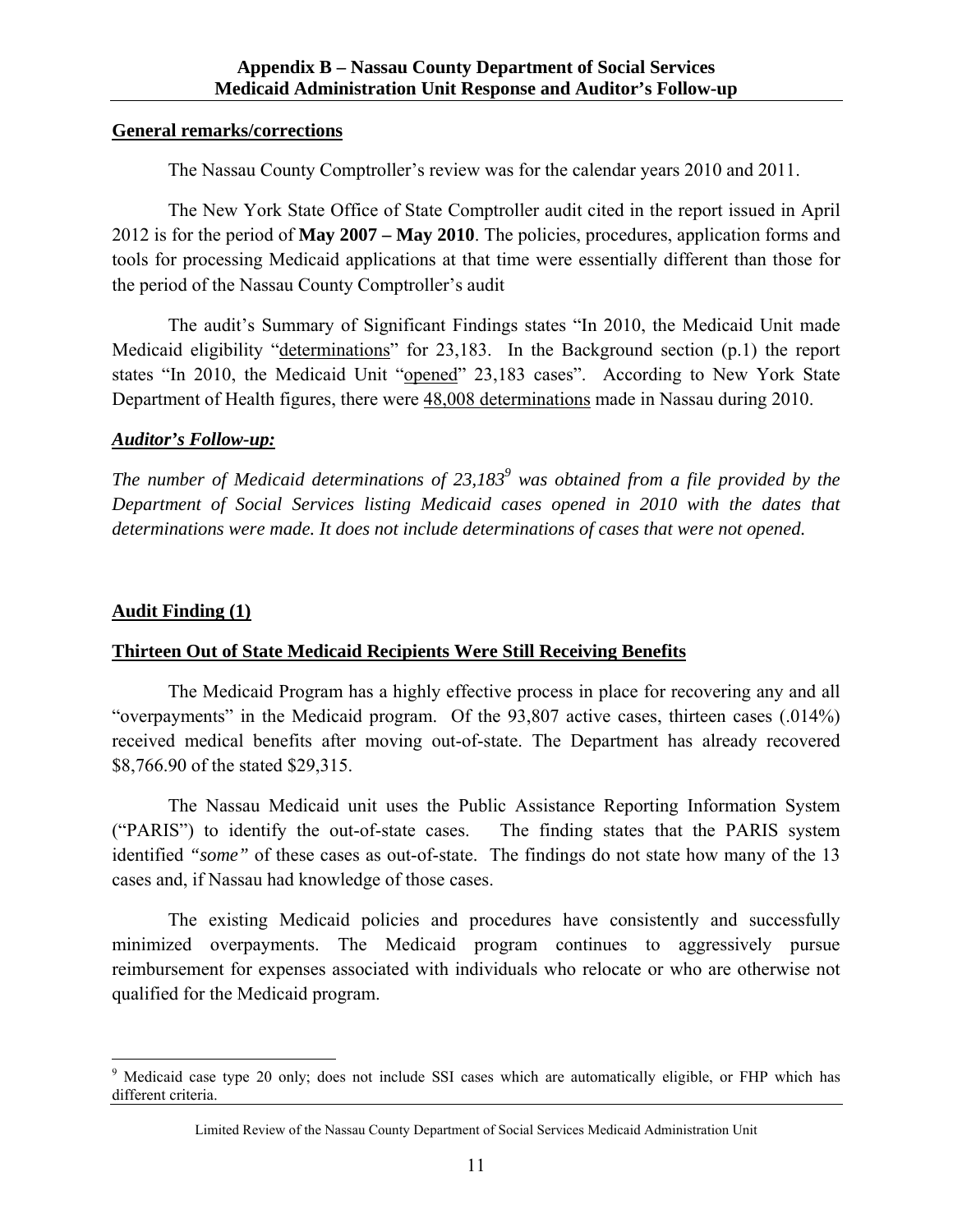## Appendix B – Nassau County Department of Social Services Medicaid Administration Unit Response and Auditor's Follow-up

**General remarks/corrections**

The Nassau County Comptroller's review was for the calendar years 2010 and 2011.

The New York State Office of State Comptroller audit cited in the report issued in April 2012 is for the period of **May 2007 – May 2010**. The policies, procedures, application forms and tools for processing Medicaid applications at that time were essentially different than those for the period of the Nassau County Comptroller's audit

The audit's Summary of Significant Findings states "In 2010, the Medicaid Unit made Medicaid eligibility "determinations" for 23,183. In the Background section (p.1) the report states "In 2010, the Medicaid Unit "opened" 23,183 cases". According to New York State Department of Health figures, there were 48,008 determinations made in Nassau during 2010.

***Auditor's Follow-up:***

*The number of Medicaid determinations of 23,183*[9] *was obtained from a file provided by the Department of Social Services listing Medicaid cases opened in 2010 with the dates that determinations were made. It does not include determinations of cases that were not opened.*

**Audit Finding (1)**

**Thirteen Out of State Medicaid Recipients Were Still Receiving Benefits**

The Medicaid Program has a highly effective process in place for recovering any and all "overpayments" in the Medicaid program. Of the 93,807 active cases, thirteen cases (.014%) received medical benefits after moving out-of-state. The Department has already recovered $8,766.90 of the stated $29,315.

The Nassau Medicaid unit uses the Public Assistance Reporting Information System ("PARIS") to identify the out-of-state cases. The finding states that the PARIS system identified *"some"* of these cases as out-of-state. The findings do not state how many of the 13 cases and, if Nassau had knowledge of those cases.

The existing Medicaid policies and procedures have consistently and successfully minimized overpayments. The Medicaid program continues to aggressively pursue reimbursement for expenses associated with individuals who relocate or who are otherwise not qualified for the Medicaid program.

[9] Medicaid case type 20 only; does not include SSI cases which are automatically eligible, or FHP which has different criteria.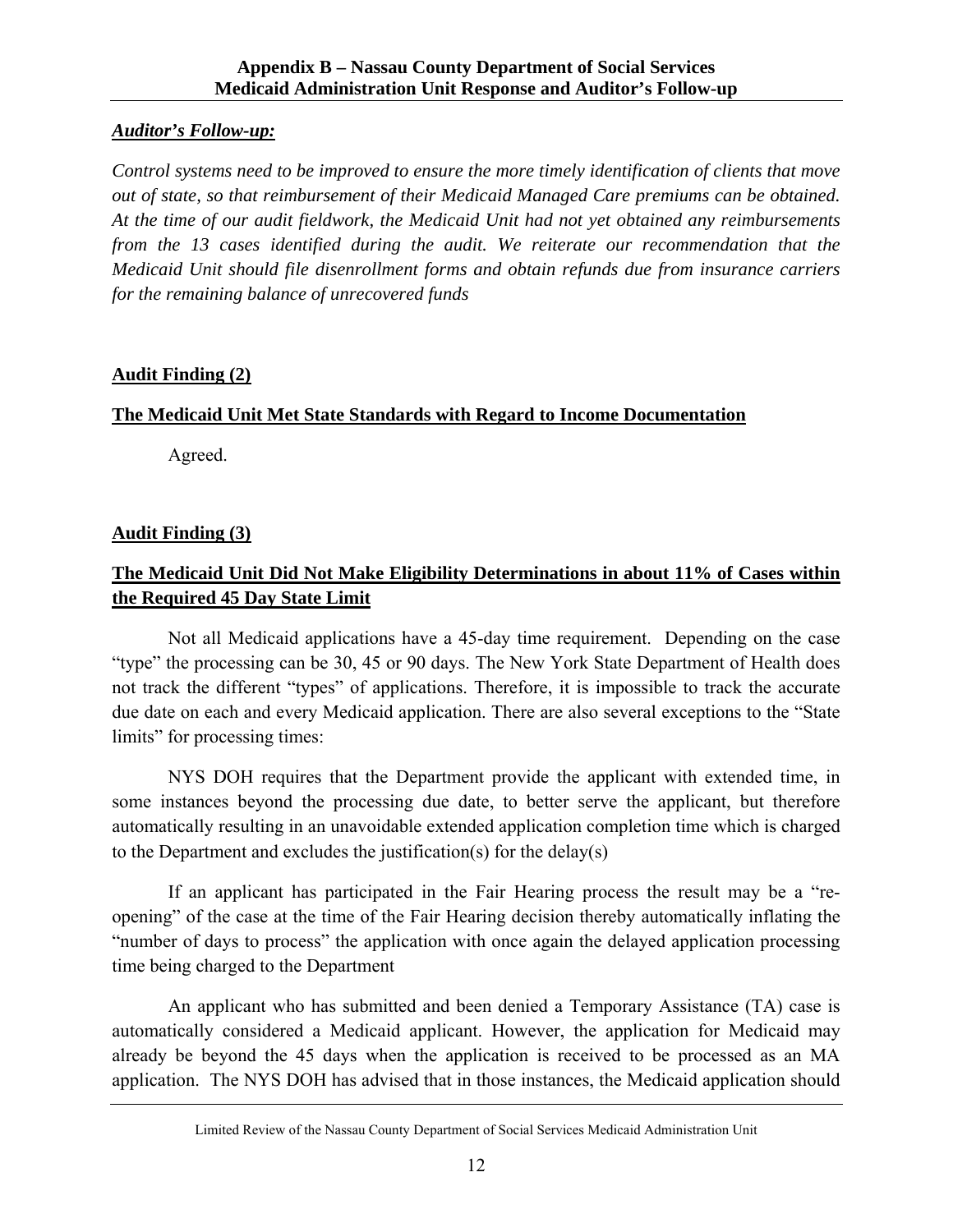***Auditor's Follow-up:***

*Control systems need to be improved to ensure the more timely identification of clients that move out of state, so that reimbursement of their Medicaid Managed Care premiums can be obtained. At the time of our audit fieldwork, the Medicaid Unit had not yet obtained any reimbursements from the 13 cases identified during the audit. We reiterate our recommendation that the Medicaid Unit should file disenrollment forms and obtain refunds due from insurance carriers for the remaining balance of unrecovered funds*

**Audit Finding (2)**

**The Medicaid Unit Met State Standards with Regard to Income Documentation**

Agreed.

**Audit Finding (3)**

**The Medicaid Unit Did Not Make Eligibility Determinations in about 11% of Cases within the Required 45 Day State Limit**

Not all Medicaid applications have a 45-day time requirement. Depending on the case "type" the processing can be 30, 45 or 90 days. The New York State Department of Health does not track the different "types" of applications. Therefore, it is impossible to track the accurate due date on each and every Medicaid application. There are also several exceptions to the "State limits" for processing times:

NYS DOH requires that the Department provide the applicant with extended time, in some instances beyond the processing due date, to better serve the applicant, but therefore automatically resulting in an unavoidable extended application completion time which is charged to the Department and excludes the justification(s) for the delay(s)

If an applicant has participated in the Fair Hearing process the result may be a "re-opening" of the case at the time of the Fair Hearing decision thereby automatically inflating the "number of days to process" the application with once again the delayed application processing time being charged to the Department

An applicant who has submitted and been denied a Temporary Assistance (TA) case is automatically considered a Medicaid applicant. However, the application for Medicaid may already be beyond the 45 days when the application is received to be processed as an MA application. The NYS DOH has advised that in those instances, the Medicaid application should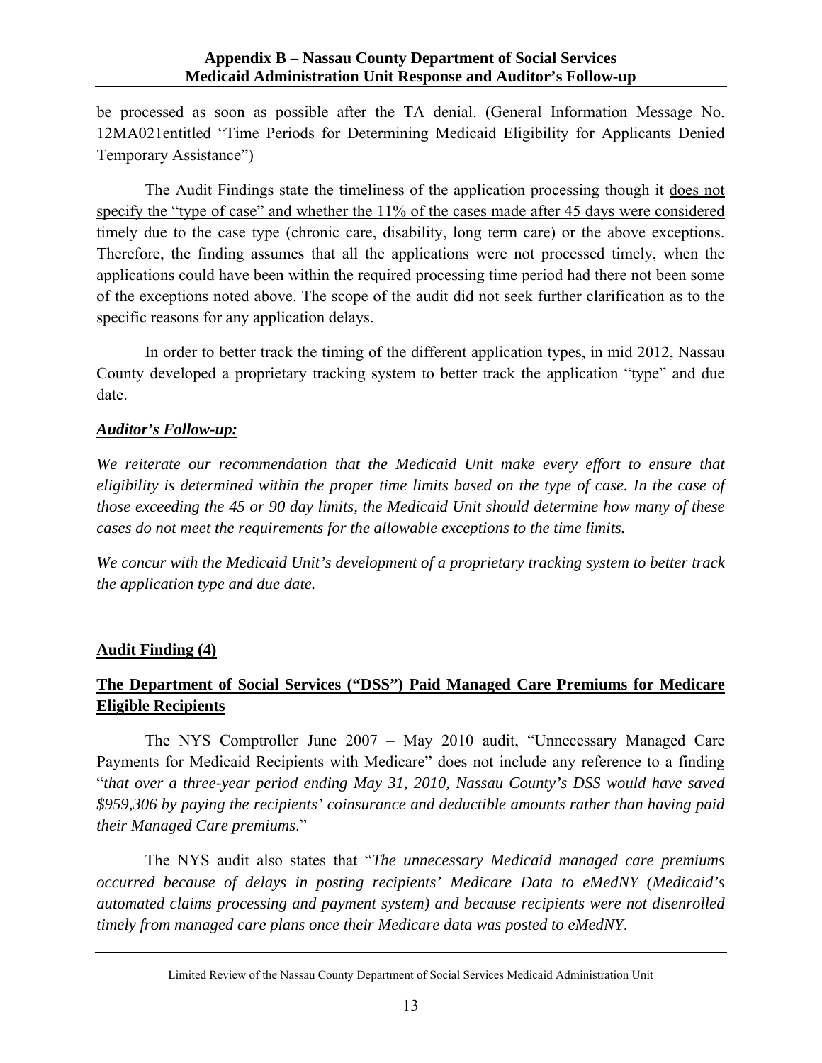be processed as soon as possible after the TA denial. (General Information Message No. 12MA021entitled "Time Periods for Determining Medicaid Eligibility for Applicants Denied Temporary Assistance")

The Audit Findings state the timeliness of the application processing though it <u>does not specify the "type of case" and whether the 11% of the cases made after 45 days were considered timely due to the case type (chronic care, disability, long term care) or the above exceptions.</u> Therefore, the finding assumes that all the applications were not processed timely, when the applications could have been within the required processing time period had there not been some of the exceptions noted above. The scope of the audit did not seek further clarification as to the specific reasons for any application delays.

In order to better track the timing of the different application types, in mid 2012, Nassau County developed a proprietary tracking system to better track the application "type" and due date.

***<u>Auditor's Follow-up:</u>***

*We reiterate our recommendation that the Medicaid Unit make every effort to ensure that eligibility is determined within the proper time limits based on the type of case. In the case of those exceeding the 45 or 90 day limits, the Medicaid Unit should determine how many of these cases do not meet the requirements for the allowable exceptions to the time limits.*

*We concur with the Medicaid Unit's development of a proprietary tracking system to better track the application type and due date.*

**<u>Audit Finding (4)</u>**

**<u>The Department of Social Services ("DSS") Paid Managed Care Premiums for Medicare Eligible Recipients</u>**

The NYS Comptroller June 2007 – May 2010 audit, "Unnecessary Managed Care Payments for Medicaid Recipients with Medicare" does not include any reference to a finding "*that over a three-year period ending May 31, 2010, Nassau County's DSS would have saved $959,306 by paying the recipients' coinsurance and deductible amounts rather than having paid their Managed Care premiums*."

The NYS audit also states that "*The unnecessary Medicaid managed care premiums occurred because of delays in posting recipients' Medicare Data to eMedNY (Medicaid's automated claims processing and payment system) and because recipients were not disenrolled timely from managed care plans once their Medicare data was posted to eMedNY.*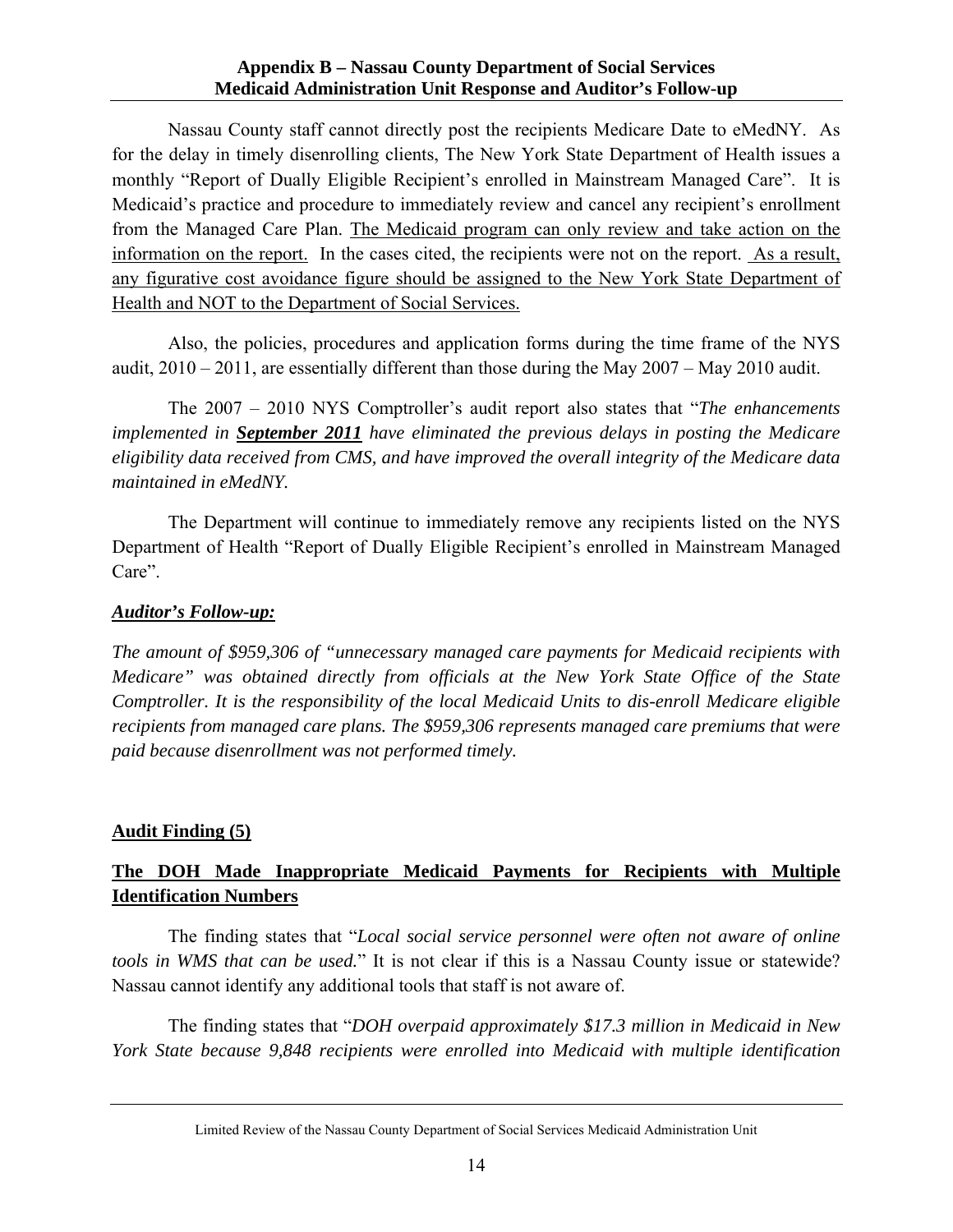Nassau County staff cannot directly post the recipients Medicare Date to eMedNY. As for the delay in timely disenrolling clients, The New York State Department of Health issues a monthly "Report of Dually Eligible Recipient's enrolled in Mainstream Managed Care". It is Medicaid's practice and procedure to immediately review and cancel any recipient's enrollment from the Managed Care Plan. <u>The Medicaid program can only review and take action on the information on the report.</u> In the cases cited, the recipients were not on the report. <u>As a result, any figurative cost avoidance figure should be assigned to the New York State Department of Health and NOT to the Department of Social Services.</u>

Also, the policies, procedures and application forms during the time frame of the NYS audit, 2010 – 2011, are essentially different than those during the May 2007 – May 2010 audit.

The 2007 – 2010 NYS Comptroller's audit report also states that "*The enhancements implemented in **September 2011** have eliminated the previous delays in posting the Medicare eligibility data received from CMS, and have improved the overall integrity of the Medicare data maintained in eMedNY.*

The Department will continue to immediately remove any recipients listed on the NYS Department of Health "Report of Dually Eligible Recipient's enrolled in Mainstream Managed Care".

***Auditor's Follow-up:***

*The amount of $959,306 of "unnecessary managed care payments for Medicaid recipients with Medicare" was obtained directly from officials at the New York State Office of the State Comptroller. It is the responsibility of the local Medicaid Units to dis-enroll Medicare eligible recipients from managed care plans. The $959,306 represents managed care premiums that were paid because disenrollment was not performed timely.*

**Audit Finding (5)**

**The DOH Made Inappropriate Medicaid Payments for Recipients with Multiple Identification Numbers**

The finding states that "*Local social service personnel were often not aware of online tools in WMS that can be used.*" It is not clear if this is a Nassau County issue or statewide? Nassau cannot identify any additional tools that staff is not aware of.

The finding states that "*DOH overpaid approximately $17.3 million in Medicaid in New York State because 9,848 recipients were enrolled into Medicaid with multiple identification*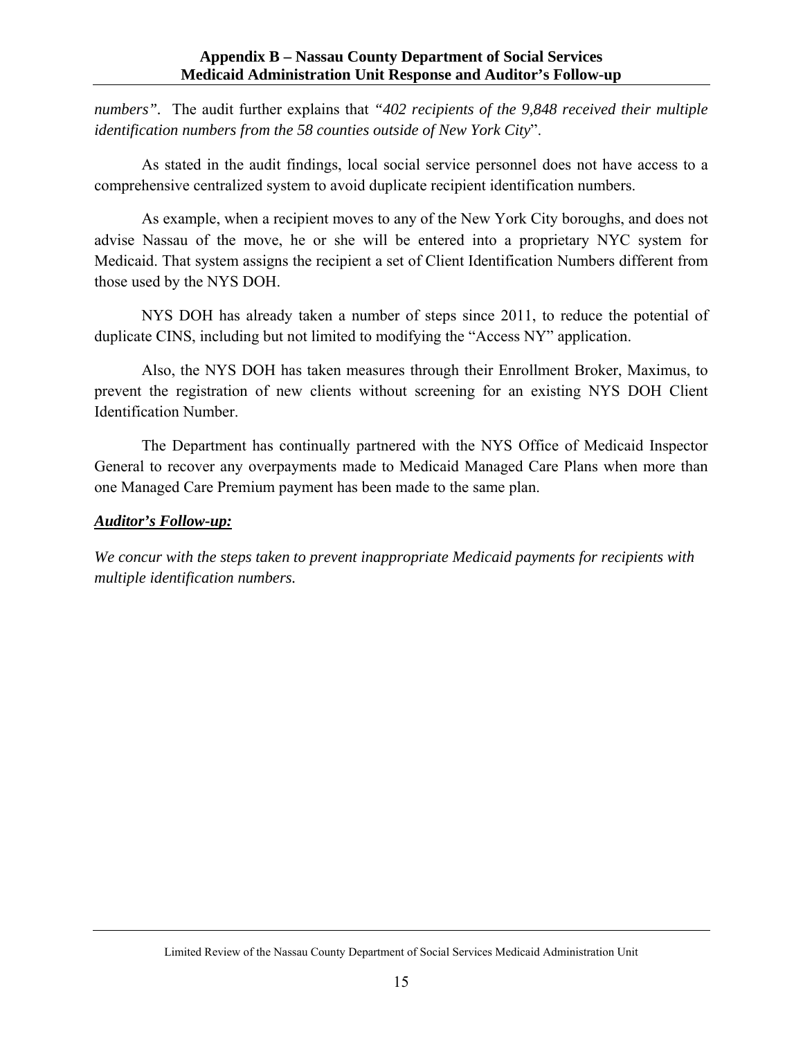*numbers".* The audit further explains that *"402 recipients of the 9,848 received their multiple identification numbers from the 58 counties outside of New York City*".

As stated in the audit findings, local social service personnel does not have access to a comprehensive centralized system to avoid duplicate recipient identification numbers.

As example, when a recipient moves to any of the New York City boroughs, and does not advise Nassau of the move, he or she will be entered into a proprietary NYC system for Medicaid. That system assigns the recipient a set of Client Identification Numbers different from those used by the NYS DOH.

NYS DOH has already taken a number of steps since 2011, to reduce the potential of duplicate CINS, including but not limited to modifying the "Access NY" application.

Also, the NYS DOH has taken measures through their Enrollment Broker, Maximus, to prevent the registration of new clients without screening for an existing NYS DOH Client Identification Number.

The Department has continually partnered with the NYS Office of Medicaid Inspector General to recover any overpayments made to Medicaid Managed Care Plans when more than one Managed Care Premium payment has been made to the same plan.

***Auditor's Follow-up:***

*We concur with the steps taken to prevent inappropriate Medicaid payments for recipients with multiple identification numbers.*